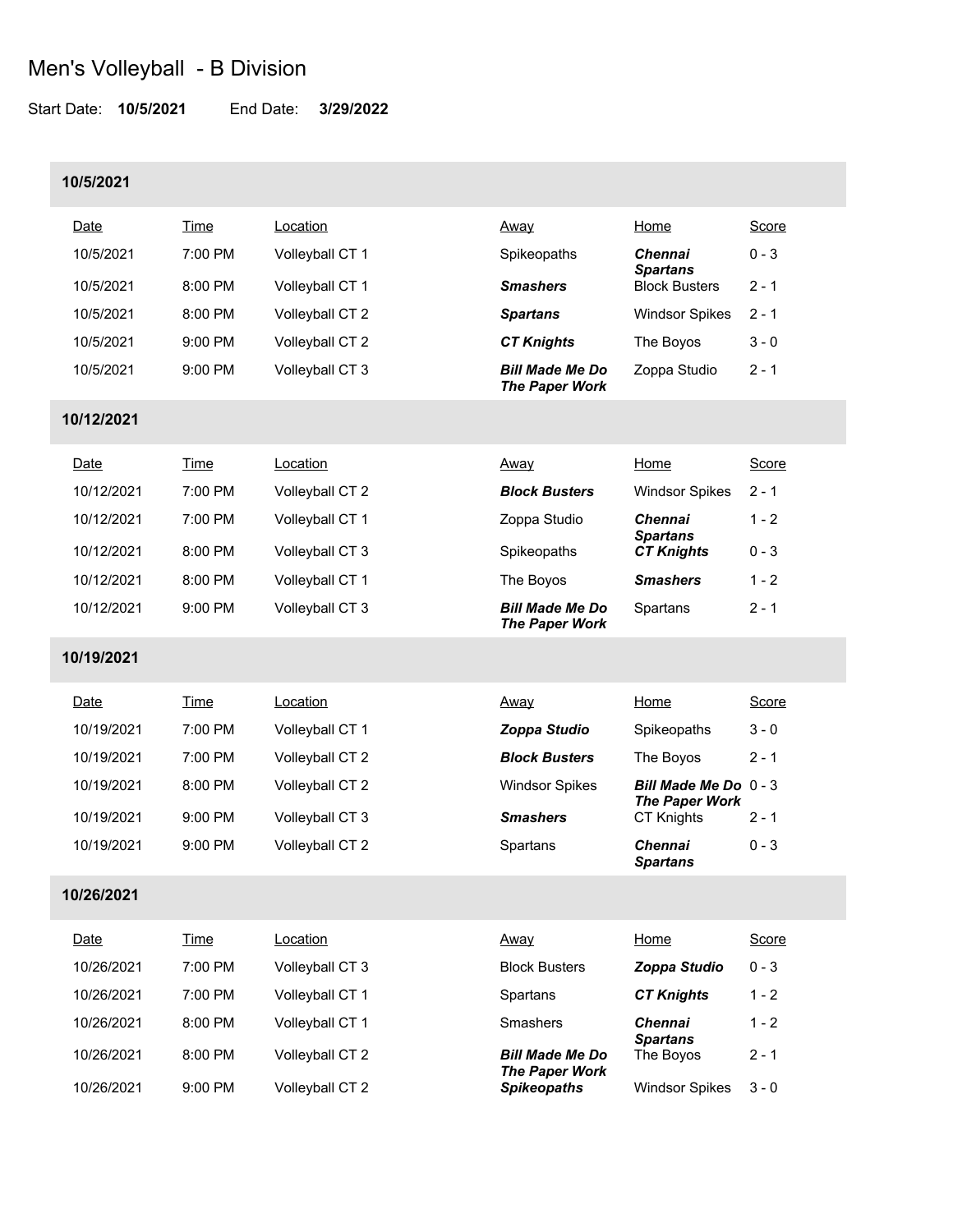# Men's Volleyball - B Division

Start Date: **10/5/2021** End Date: **3/29/2022**

## 10/5/2021

| Date | Time | Location | Away | Home | Score |
|---|---|---|---|---|---|
| 10/5/2021 | 7:00 PM | Volleyball CT 1 | Spikeopaths | ***Chennai Spartans*** | 0 - 3 |
| 10/5/2021 | 8:00 PM | Volleyball CT 1 | ***Smashers*** | Block Busters | 2 - 1 |
| 10/5/2021 | 8:00 PM | Volleyball CT 2 | ***Spartans*** | Windsor Spikes | 2 - 1 |
| 10/5/2021 | 9:00 PM | Volleyball CT 2 | ***CT Knights*** | The Boyos | 3 - 0 |
| 10/5/2021 | 9:00 PM | Volleyball CT 3 | ***Bill Made Me Do The Paper Work*** | Zoppa Studio | 2 - 1 |

## 10/12/2021

| Date | Time | Location | Away | Home | Score |
|---|---|---|---|---|---|
| 10/12/2021 | 7:00 PM | Volleyball CT 2 | ***Block Busters*** | Windsor Spikes | 2 - 1 |
| 10/12/2021 | 7:00 PM | Volleyball CT 1 | Zoppa Studio | ***Chennai Spartans*** | 1 - 2 |
| 10/12/2021 | 8:00 PM | Volleyball CT 3 | Spikeopaths | ***CT Knights*** | 0 - 3 |
| 10/12/2021 | 8:00 PM | Volleyball CT 1 | The Boyos | ***Smashers*** | 1 - 2 |
| 10/12/2021 | 9:00 PM | Volleyball CT 3 | ***Bill Made Me Do The Paper Work*** | Spartans | 2 - 1 |

## 10/19/2021

| Date | Time | Location | Away | Home | Score |
|---|---|---|---|---|---|
| 10/19/2021 | 7:00 PM | Volleyball CT 1 | ***Zoppa Studio*** | Spikeopaths | 3 - 0 |
| 10/19/2021 | 7:00 PM | Volleyball CT 2 | ***Block Busters*** | The Boyos | 2 - 1 |
| 10/19/2021 | 8:00 PM | Volleyball CT 2 | Windsor Spikes | ***Bill Made Me Do The Paper Work*** | 0 - 3 |
| 10/19/2021 | 9:00 PM | Volleyball CT 3 | ***Smashers*** | CT Knights | 2 - 1 |
| 10/19/2021 | 9:00 PM | Volleyball CT 2 | Spartans | ***Chennai Spartans*** | 0 - 3 |

## 10/26/2021

| Date | Time | Location | Away | Home | Score |
|---|---|---|---|---|---|
| 10/26/2021 | 7:00 PM | Volleyball CT 3 | Block Busters | ***Zoppa Studio*** | 0 - 3 |
| 10/26/2021 | 7:00 PM | Volleyball CT 1 | Spartans | ***CT Knights*** | 1 - 2 |
| 10/26/2021 | 8:00 PM | Volleyball CT 1 | Smashers | ***Chennai Spartans*** | 1 - 2 |
| 10/26/2021 | 8:00 PM | Volleyball CT 2 | ***Bill Made Me Do The Paper Work*** | The Boyos | 2 - 1 |
| 10/26/2021 | 9:00 PM | Volleyball CT 2 | ***Spikeopaths*** | Windsor Spikes | 3 - 0 |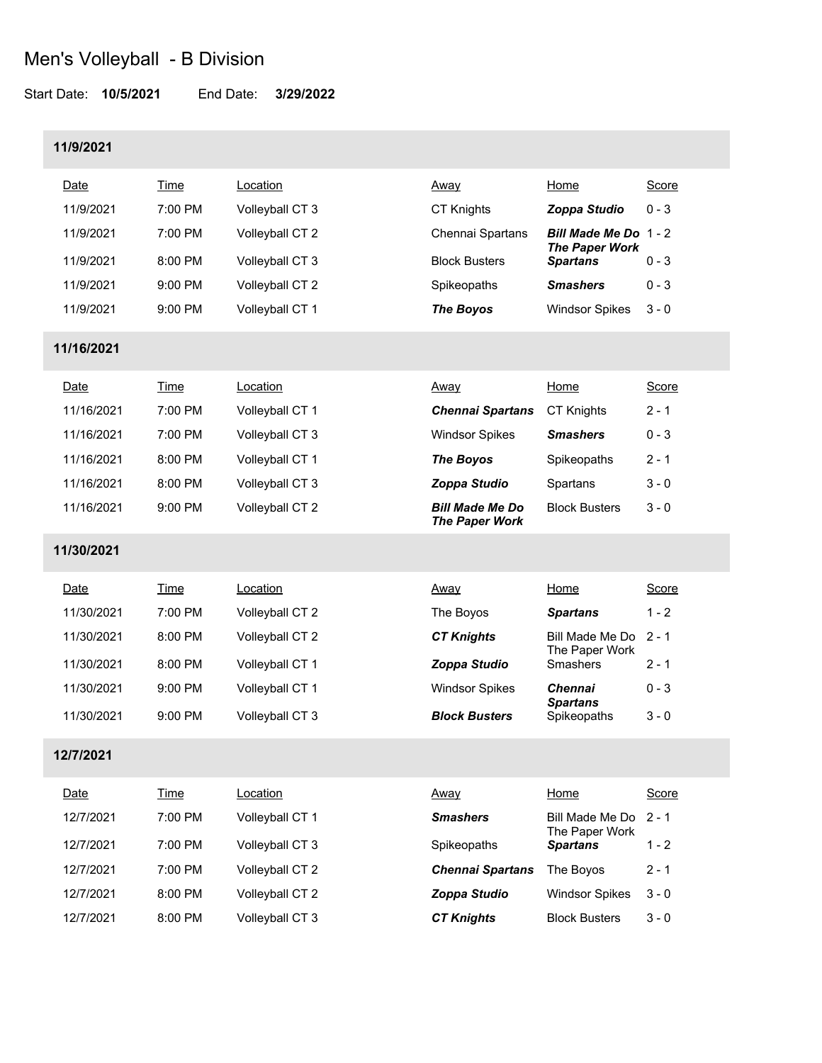# Men's Volleyball - B Division

Start Date: **10/5/2021** End Date: **3/29/2022**

## 11/9/2021

| Date | Time | Location | Away | Home | Score |
|---|---|---|---|---|---|
| 11/9/2021 | 7:00 PM | Volleyball CT 3 | CT Knights | ***Zoppa Studio*** | 0 - 3 |
| 11/9/2021 | 7:00 PM | Volleyball CT 2 | Chennai Spartans | ***Bill Made Me Do The Paper Work*** | 1 - 2 |
| 11/9/2021 | 8:00 PM | Volleyball CT 3 | Block Busters | ***Spartans*** | 0 - 3 |
| 11/9/2021 | 9:00 PM | Volleyball CT 2 | Spikeopaths | ***Smashers*** | 0 - 3 |
| 11/9/2021 | 9:00 PM | Volleyball CT 1 | ***The Boyos*** | Windsor Spikes | 3 - 0 |

## 11/16/2021

| Date | Time | Location | Away | Home | Score |
|---|---|---|---|---|---|
| 11/16/2021 | 7:00 PM | Volleyball CT 1 | ***Chennai Spartans*** | CT Knights | 2 - 1 |
| 11/16/2021 | 7:00 PM | Volleyball CT 3 | Windsor Spikes | ***Smashers*** | 0 - 3 |
| 11/16/2021 | 8:00 PM | Volleyball CT 1 | ***The Boyos*** | Spikeopaths | 2 - 1 |
| 11/16/2021 | 8:00 PM | Volleyball CT 3 | ***Zoppa Studio*** | Spartans | 3 - 0 |
| 11/16/2021 | 9:00 PM | Volleyball CT 2 | ***Bill Made Me Do The Paper Work*** | Block Busters | 3 - 0 |

## 11/30/2021

| Date | Time | Location | Away | Home | Score |
|---|---|---|---|---|---|
| 11/30/2021 | 7:00 PM | Volleyball CT 2 | The Boyos | ***Spartans*** | 1 - 2 |
| 11/30/2021 | 8:00 PM | Volleyball CT 2 | ***CT Knights*** | Bill Made Me Do The Paper Work | 2 - 1 |
| 11/30/2021 | 8:00 PM | Volleyball CT 1 | ***Zoppa Studio*** | Smashers | 2 - 1 |
| 11/30/2021 | 9:00 PM | Volleyball CT 1 | Windsor Spikes | ***Chennai Spartans*** | 0 - 3 |
| 11/30/2021 | 9:00 PM | Volleyball CT 3 | ***Block Busters*** | Spikeopaths | 3 - 0 |

## 12/7/2021

| Date | Time | Location | Away | Home | Score |
|---|---|---|---|---|---|
| 12/7/2021 | 7:00 PM | Volleyball CT 1 | ***Smashers*** | Bill Made Me Do The Paper Work | 2 - 1 |
| 12/7/2021 | 7:00 PM | Volleyball CT 3 | Spikeopaths | ***Spartans*** | 1 - 2 |
| 12/7/2021 | 7:00 PM | Volleyball CT 2 | ***Chennai Spartans*** | The Boyos | 2 - 1 |
| 12/7/2021 | 8:00 PM | Volleyball CT 2 | ***Zoppa Studio*** | Windsor Spikes | 3 - 0 |
| 12/7/2021 | 8:00 PM | Volleyball CT 3 | ***CT Knights*** | Block Busters | 3 - 0 |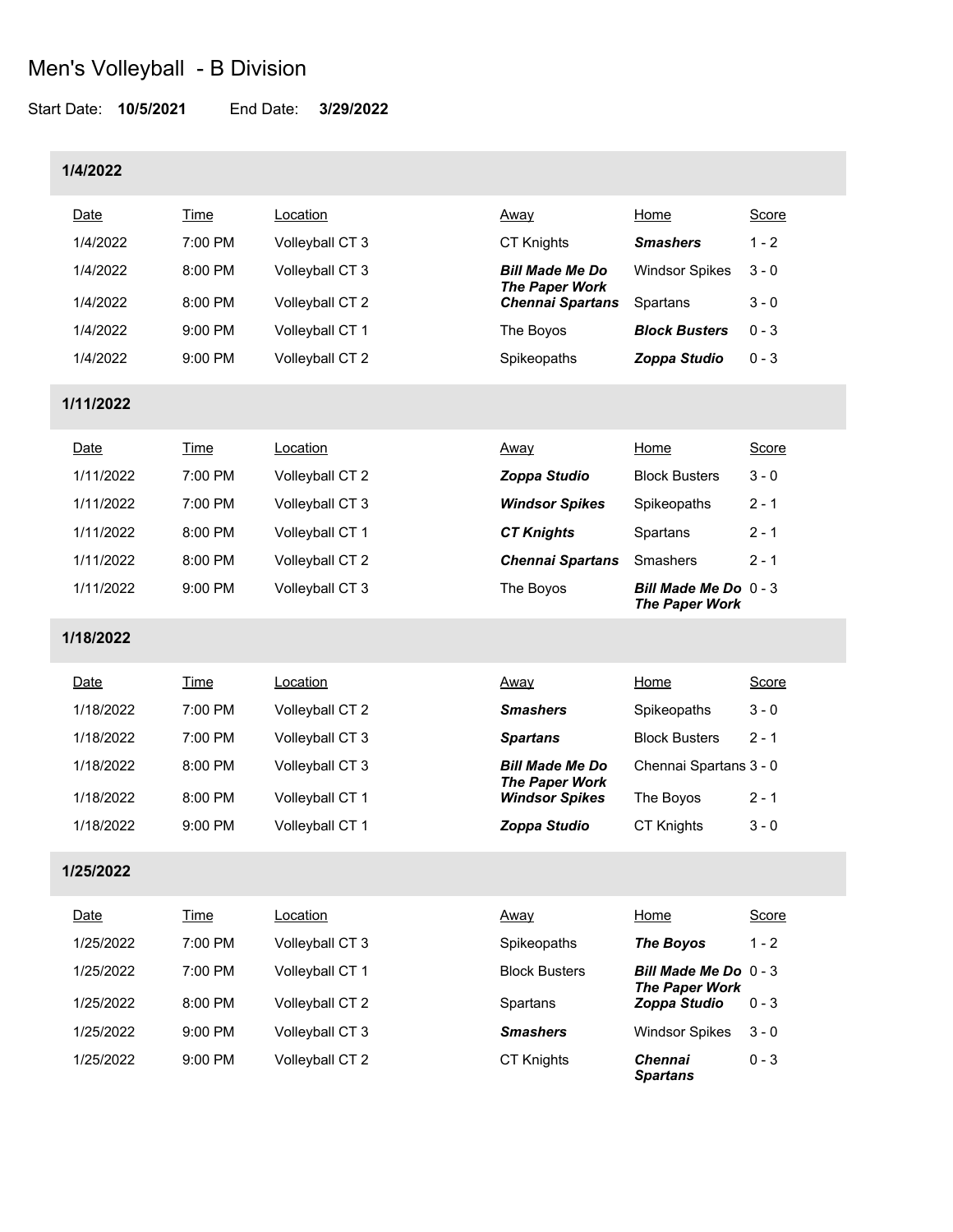# Men's Volleyball - B Division

Start Date: **10/5/2021** End Date: **3/29/2022**

## 1/4/2022

| Date | Time | Location | Away | Home | Score |
|---|---|---|---|---|---|
| 1/4/2022 | 7:00 PM | Volleyball CT 3 | CT Knights | ***Smashers*** | 1 - 2 |
| 1/4/2022 | 8:00 PM | Volleyball CT 3 | ***Bill Made Me Do The Paper Work*** | Windsor Spikes | 3 - 0 |
| 1/4/2022 | 8:00 PM | Volleyball CT 2 | ***Chennai Spartans*** | Spartans | 3 - 0 |
| 1/4/2022 | 9:00 PM | Volleyball CT 1 | The Boyos | ***Block Busters*** | 0 - 3 |
| 1/4/2022 | 9:00 PM | Volleyball CT 2 | Spikeopaths | ***Zoppa Studio*** | 0 - 3 |

## 1/11/2022

| Date | Time | Location | Away | Home | Score |
|---|---|---|---|---|---|
| 1/11/2022 | 7:00 PM | Volleyball CT 2 | ***Zoppa Studio*** | Block Busters | 3 - 0 |
| 1/11/2022 | 7:00 PM | Volleyball CT 3 | ***Windsor Spikes*** | Spikeopaths | 2 - 1 |
| 1/11/2022 | 8:00 PM | Volleyball CT 1 | ***CT Knights*** | Spartans | 2 - 1 |
| 1/11/2022 | 8:00 PM | Volleyball CT 2 | ***Chennai Spartans*** | Smashers | 2 - 1 |
| 1/11/2022 | 9:00 PM | Volleyball CT 3 | The Boyos | ***Bill Made Me Do The Paper Work*** | 0 - 3 |

## 1/18/2022

| Date | Time | Location | Away | Home | Score |
|---|---|---|---|---|---|
| 1/18/2022 | 7:00 PM | Volleyball CT 2 | ***Smashers*** | Spikeopaths | 3 - 0 |
| 1/18/2022 | 7:00 PM | Volleyball CT 3 | ***Spartans*** | Block Busters | 2 - 1 |
| 1/18/2022 | 8:00 PM | Volleyball CT 3 | ***Bill Made Me Do The Paper Work*** | Chennai Spartans | 3 - 0 |
| 1/18/2022 | 8:00 PM | Volleyball CT 1 | ***Windsor Spikes*** | The Boyos | 2 - 1 |
| 1/18/2022 | 9:00 PM | Volleyball CT 1 | ***Zoppa Studio*** | CT Knights | 3 - 0 |

## 1/25/2022

| Date | Time | Location | Away | Home | Score |
|---|---|---|---|---|---|
| 1/25/2022 | 7:00 PM | Volleyball CT 3 | Spikeopaths | ***The Boyos*** | 1 - 2 |
| 1/25/2022 | 7:00 PM | Volleyball CT 1 | Block Busters | ***Bill Made Me Do The Paper Work*** | 0 - 3 |
| 1/25/2022 | 8:00 PM | Volleyball CT 2 | Spartans | ***Zoppa Studio*** | 0 - 3 |
| 1/25/2022 | 9:00 PM | Volleyball CT 3 | ***Smashers*** | Windsor Spikes | 3 - 0 |
| 1/25/2022 | 9:00 PM | Volleyball CT 2 | CT Knights | ***Chennai Spartans*** | 0 - 3 |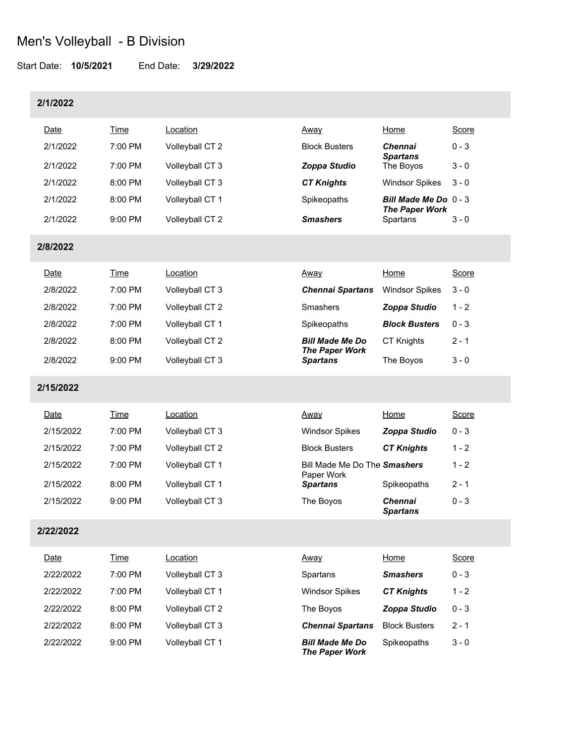# Men's Volleyball - B Division

Start Date: **10/5/2021** End Date: **3/29/2022**

## 2/1/2022

| Date | Time | Location | Away | Home | Score |
|---|---|---|---|---|---|
| 2/1/2022 | 7:00 PM | Volleyball CT 2 | Block Busters | ***Chennai Spartans*** | 0 - 3 |
| 2/1/2022 | 7:00 PM | Volleyball CT 3 | ***Zoppa Studio*** | The Boyos | 3 - 0 |
| 2/1/2022 | 8:00 PM | Volleyball CT 3 | ***CT Knights*** | Windsor Spikes | 3 - 0 |
| 2/1/2022 | 8:00 PM | Volleyball CT 1 | Spikeopaths | ***Bill Made Me Do The Paper Work*** | 0 - 3 |
| 2/1/2022 | 9:00 PM | Volleyball CT 2 | ***Smashers*** | Spartans | 3 - 0 |

## 2/8/2022

| Date | Time | Location | Away | Home | Score |
|---|---|---|---|---|---|
| 2/8/2022 | 7:00 PM | Volleyball CT 3 | ***Chennai Spartans*** | Windsor Spikes | 3 - 0 |
| 2/8/2022 | 7:00 PM | Volleyball CT 2 | Smashers | ***Zoppa Studio*** | 1 - 2 |
| 2/8/2022 | 7:00 PM | Volleyball CT 1 | Spikeopaths | ***Block Busters*** | 0 - 3 |
| 2/8/2022 | 8:00 PM | Volleyball CT 2 | ***Bill Made Me Do The Paper Work*** | CT Knights | 2 - 1 |
| 2/8/2022 | 9:00 PM | Volleyball CT 3 | ***Spartans*** | The Boyos | 3 - 0 |

## 2/15/2022

| Date | Time | Location | Away | Home | Score |
|---|---|---|---|---|---|
| 2/15/2022 | 7:00 PM | Volleyball CT 3 | Windsor Spikes | ***Zoppa Studio*** | 0 - 3 |
| 2/15/2022 | 7:00 PM | Volleyball CT 2 | Block Busters | ***CT Knights*** | 1 - 2 |
| 2/15/2022 | 7:00 PM | Volleyball CT 1 | Bill Made Me Do The Paper Work | ***Smashers*** | 1 - 2 |
| 2/15/2022 | 8:00 PM | Volleyball CT 1 | ***Spartans*** | Spikeopaths | 2 - 1 |
| 2/15/2022 | 9:00 PM | Volleyball CT 3 | The Boyos | ***Chennai Spartans*** | 0 - 3 |

## 2/22/2022

| Date | Time | Location | Away | Home | Score |
|---|---|---|---|---|---|
| 2/22/2022 | 7:00 PM | Volleyball CT 3 | Spartans | ***Smashers*** | 0 - 3 |
| 2/22/2022 | 7:00 PM | Volleyball CT 1 | Windsor Spikes | ***CT Knights*** | 1 - 2 |
| 2/22/2022 | 8:00 PM | Volleyball CT 2 | The Boyos | ***Zoppa Studio*** | 0 - 3 |
| 2/22/2022 | 8:00 PM | Volleyball CT 3 | ***Chennai Spartans*** | Block Busters | 2 - 1 |
| 2/22/2022 | 9:00 PM | Volleyball CT 1 | ***Bill Made Me Do The Paper Work*** | Spikeopaths | 3 - 0 |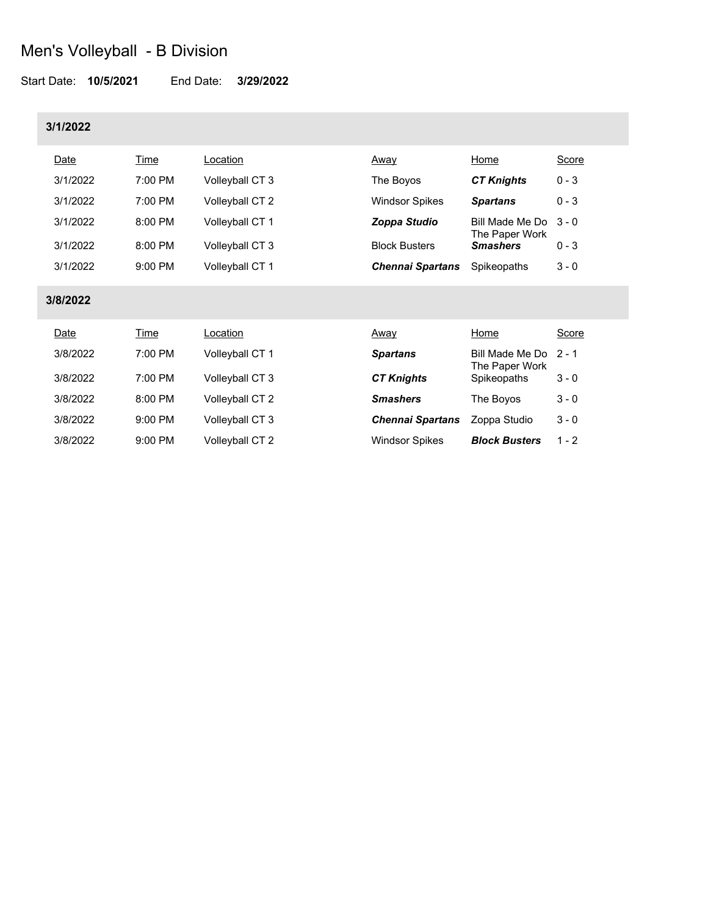# Men's Volleyball - B Division

Start Date: **10/5/2021** End Date: **3/29/2022**

### 3/1/2022

| Date | Time | Location | Away | Home | Score |
|---|---|---|---|---|---|
| 3/1/2022 | 7:00 PM | Volleyball CT 3 | The Boyos | ***CT Knights*** | 0 - 3 |
| 3/1/2022 | 7:00 PM | Volleyball CT 2 | Windsor Spikes | ***Spartans*** | 0 - 3 |
| 3/1/2022 | 8:00 PM | Volleyball CT 1 | ***Zoppa Studio*** | Bill Made Me Do The Paper Work | 3 - 0 |
| 3/1/2022 | 8:00 PM | Volleyball CT 3 | Block Busters | ***Smashers*** | 0 - 3 |
| 3/1/2022 | 9:00 PM | Volleyball CT 1 | ***Chennai Spartans*** | Spikeopaths | 3 - 0 |

### 3/8/2022

| Date | Time | Location | Away | Home | Score |
|---|---|---|---|---|---|
| 3/8/2022 | 7:00 PM | Volleyball CT 1 | ***Spartans*** | Bill Made Me Do The Paper Work | 2 - 1 |
| 3/8/2022 | 7:00 PM | Volleyball CT 3 | ***CT Knights*** | Spikeopaths | 3 - 0 |
| 3/8/2022 | 8:00 PM | Volleyball CT 2 | ***Smashers*** | The Boyos | 3 - 0 |
| 3/8/2022 | 9:00 PM | Volleyball CT 3 | ***Chennai Spartans*** | Zoppa Studio | 3 - 0 |
| 3/8/2022 | 9:00 PM | Volleyball CT 2 | Windsor Spikes | ***Block Busters*** | 1 - 2 |